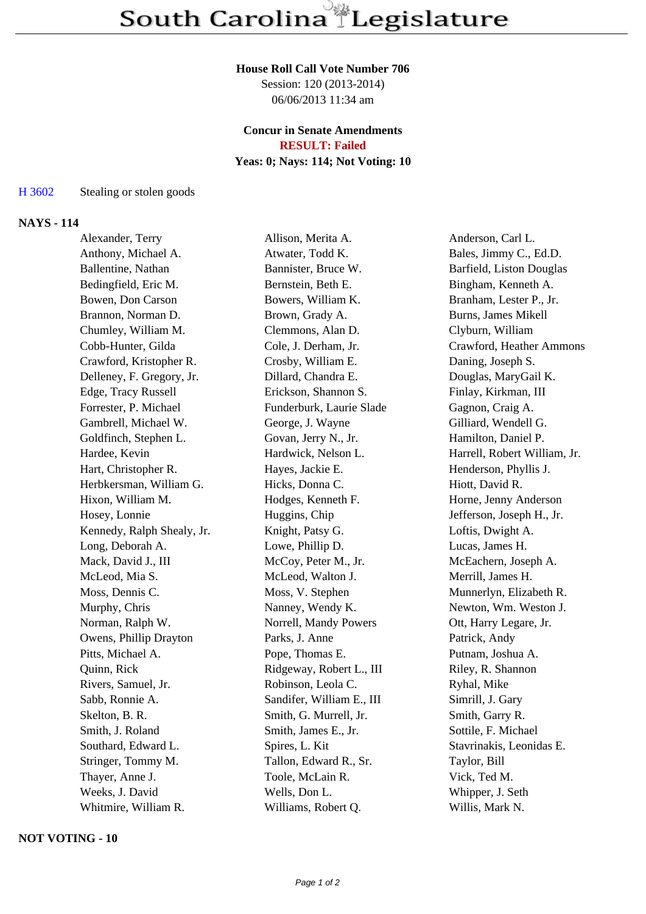# South Carolina Legislature

**House Roll Call Vote Number 706**
Session: 120 (2013-2014)
06/06/2013 11:34 am

**Concur in Senate Amendments**
**RESULT: Failed**
**Yeas: 0; Nays: 114; Not Voting: 10**

H 3602 Stealing or stolen goods

## NAYS - 114

| | | |
|---|---|---|
| Alexander, Terry | Allison, Merita A. | Anderson, Carl L. |
| Anthony, Michael A. | Atwater, Todd K. | Bales, Jimmy C., Ed.D. |
| Ballentine, Nathan | Bannister, Bruce W. | Barfield, Liston Douglas |
| Bedingfield, Eric M. | Bernstein, Beth E. | Bingham, Kenneth A. |
| Bowen, Don Carson | Bowers, William K. | Branham, Lester P., Jr. |
| Brannon, Norman D. | Brown, Grady A. | Burns, James Mikell |
| Chumley, William M. | Clemmons, Alan D. | Clyburn, William |
| Cobb-Hunter, Gilda | Cole, J. Derham, Jr. | Crawford, Heather Ammons |
| Crawford, Kristopher R. | Crosby, William E. | Daning, Joseph S. |
| Delleney, F. Gregory, Jr. | Dillard, Chandra E. | Douglas, MaryGail K. |
| Edge, Tracy Russell | Erickson, Shannon S. | Finlay, Kirkman, III |
| Forrester, P. Michael | Funderburk, Laurie Slade | Gagnon, Craig A. |
| Gambrell, Michael W. | George, J. Wayne | Gilliard, Wendell G. |
| Goldfinch, Stephen L. | Govan, Jerry N., Jr. | Hamilton, Daniel P. |
| Hardee, Kevin | Hardwick, Nelson L. | Harrell, Robert William, Jr. |
| Hart, Christopher R. | Hayes, Jackie E. | Henderson, Phyllis J. |
| Herbkersman, William G. | Hicks, Donna C. | Hiott, David R. |
| Hixon, William M. | Hodges, Kenneth F. | Horne, Jenny Anderson |
| Hosey, Lonnie | Huggins, Chip | Jefferson, Joseph H., Jr. |
| Kennedy, Ralph Shealy, Jr. | Knight, Patsy G. | Loftis, Dwight A. |
| Long, Deborah A. | Lowe, Phillip D. | Lucas, James H. |
| Mack, David J., III | McCoy, Peter M., Jr. | McEachern, Joseph A. |
| McLeod, Mia S. | McLeod, Walton J. | Merrill, James H. |
| Moss, Dennis C. | Moss, V. Stephen | Munnerlyn, Elizabeth R. |
| Murphy, Chris | Nanney, Wendy K. | Newton, Wm. Weston J. |
| Norman, Ralph W. | Norrell, Mandy Powers | Ott, Harry Legare, Jr. |
| Owens, Phillip Drayton | Parks, J. Anne | Patrick, Andy |
| Pitts, Michael A. | Pope, Thomas E. | Putnam, Joshua A. |
| Quinn, Rick | Ridgeway, Robert L., III | Riley, R. Shannon |
| Rivers, Samuel, Jr. | Robinson, Leola C. | Ryhal, Mike |
| Sabb, Ronnie A. | Sandifer, William E., III | Simrill, J. Gary |
| Skelton, B. R. | Smith, G. Murrell, Jr. | Smith, Garry R. |
| Smith, J. Roland | Smith, James E., Jr. | Sottile, F. Michael |
| Southard, Edward L. | Spires, L. Kit | Stavrinakis, Leonidas E. |
| Stringer, Tommy M. | Tallon, Edward R., Sr. | Taylor, Bill |
| Thayer, Anne J. | Toole, McLain R. | Vick, Ted M. |
| Weeks, J. David | Wells, Don L. | Whipper, J. Seth |
| Whitmire, William R. | Williams, Robert Q. | Willis, Mark N. |

## NOT VOTING - 10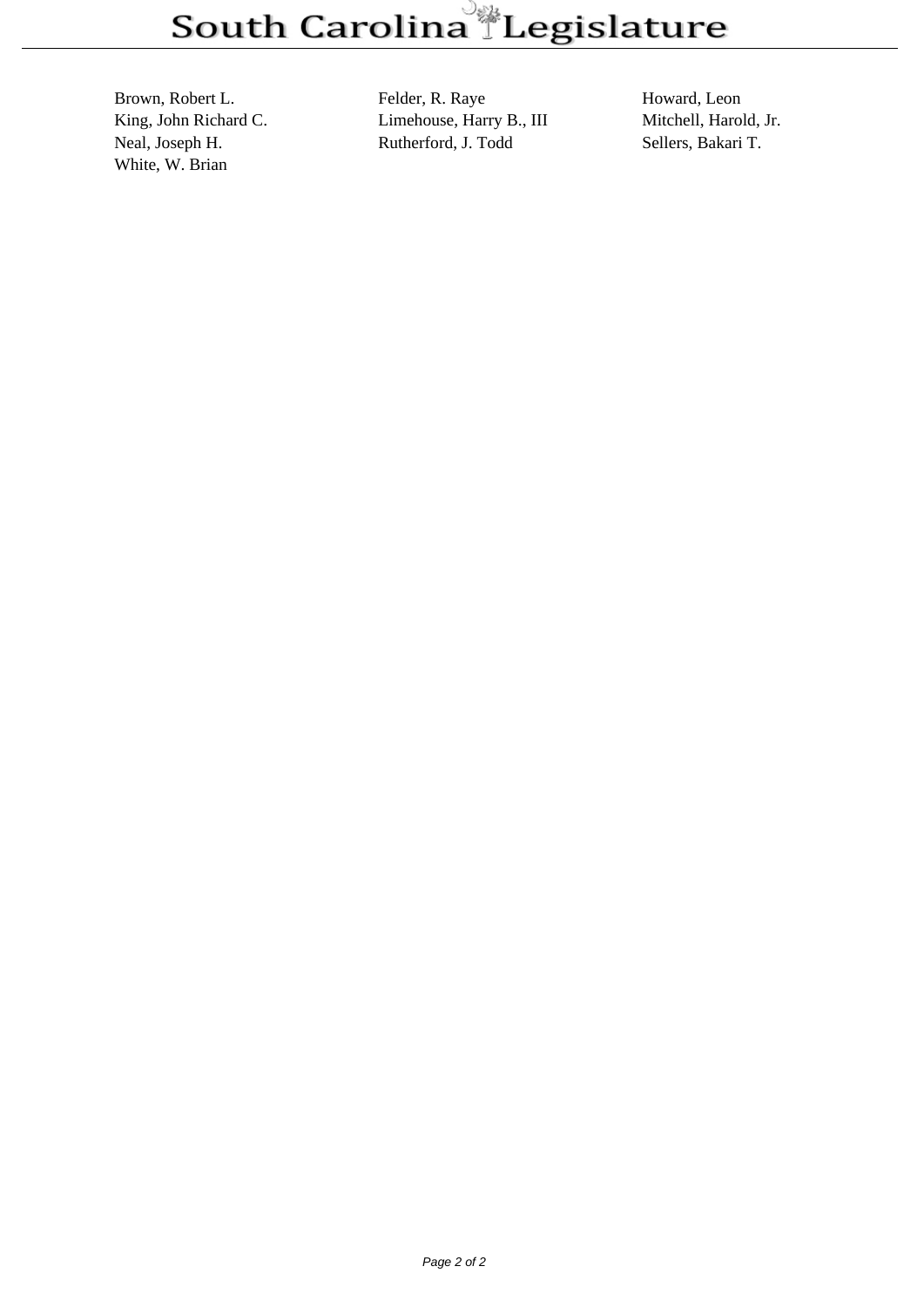Brown, Robert L.
Felder, R. Raye
Howard, Leon
King, John Richard C.
Limehouse, Harry B., III
Mitchell, Harold, Jr.
Neal, Joseph H.
Rutherford, J. Todd
Sellers, Bakari T.
White, W. Brian